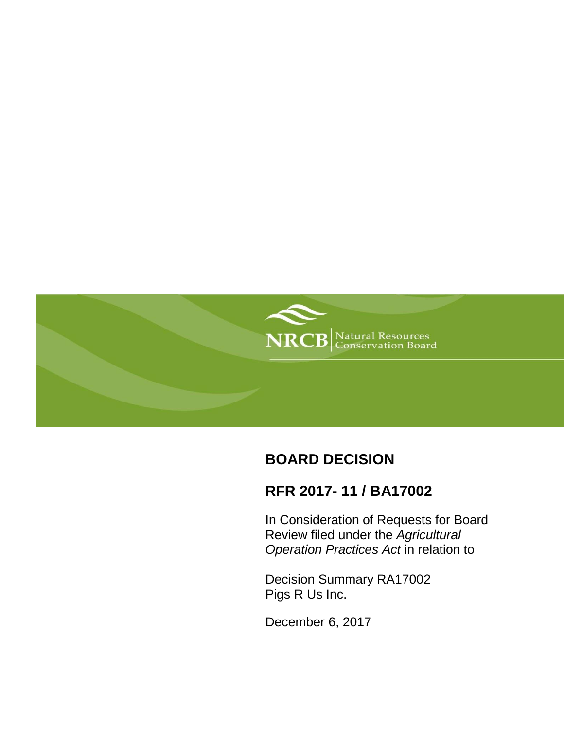NRCB | Natural Resources Conservation Board

# BOARD DECISION

## RFR 2017- 11 / BA17002

In Consideration of Requests for Board Review filed under the *Agricultural Operation Practices Act* in relation to

Decision Summary RA17002
Pigs R Us Inc.

December 6, 2017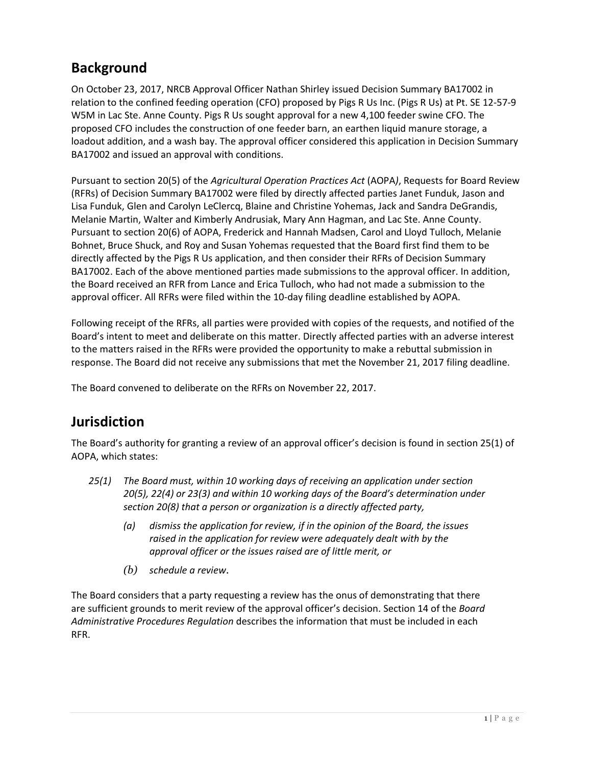## Background

On October 23, 2017, NRCB Approval Officer Nathan Shirley issued Decision Summary BA17002 in relation to the confined feeding operation (CFO) proposed by Pigs R Us Inc. (Pigs R Us) at Pt. SE 12-57-9 W5M in Lac Ste. Anne County. Pigs R Us sought approval for a new 4,100 feeder swine CFO. The proposed CFO includes the construction of one feeder barn, an earthen liquid manure storage, a loadout addition, and a wash bay. The approval officer considered this application in Decision Summary BA17002 and issued an approval with conditions.

Pursuant to section 20(5) of the *Agricultural Operation Practices Act* (AOPA), Requests for Board Review (RFRs) of Decision Summary BA17002 were filed by directly affected parties Janet Funduk, Jason and Lisa Funduk, Glen and Carolyn LeClercq, Blaine and Christine Yohemas, Jack and Sandra DeGrandis, Melanie Martin, Walter and Kimberly Andrusiak, Mary Ann Hagman, and Lac Ste. Anne County. Pursuant to section 20(6) of AOPA, Frederick and Hannah Madsen, Carol and Lloyd Tulloch, Melanie Bohnet, Bruce Shuck, and Roy and Susan Yohemas requested that the Board first find them to be directly affected by the Pigs R Us application, and then consider their RFRs of Decision Summary BA17002. Each of the above mentioned parties made submissions to the approval officer. In addition, the Board received an RFR from Lance and Erica Tulloch, who had not made a submission to the approval officer. All RFRs were filed within the 10-day filing deadline established by AOPA.

Following receipt of the RFRs, all parties were provided with copies of the requests, and notified of the Board's intent to meet and deliberate on this matter. Directly affected parties with an adverse interest to the matters raised in the RFRs were provided the opportunity to make a rebuttal submission in response. The Board did not receive any submissions that met the November 21, 2017 filing deadline.

The Board convened to deliberate on the RFRs on November 22, 2017.

## Jurisdiction

The Board's authority for granting a review of an approval officer's decision is found in section 25(1) of AOPA, which states:

> *25(1) The Board must, within 10 working days of receiving an application under section 20(5), 22(4) or 23(3) and within 10 working days of the Board's determination under section 20(8) that a person or organization is a directly affected party,*
>
> *(a) dismiss the application for review, if in the opinion of the Board, the issues raised in the application for review were adequately dealt with by the approval officer or the issues raised are of little merit, or*
>
> *(b) schedule a review.*

The Board considers that a party requesting a review has the onus of demonstrating that there are sufficient grounds to merit review of the approval officer's decision. Section 14 of the *Board Administrative Procedures Regulation* describes the information that must be included in each RFR.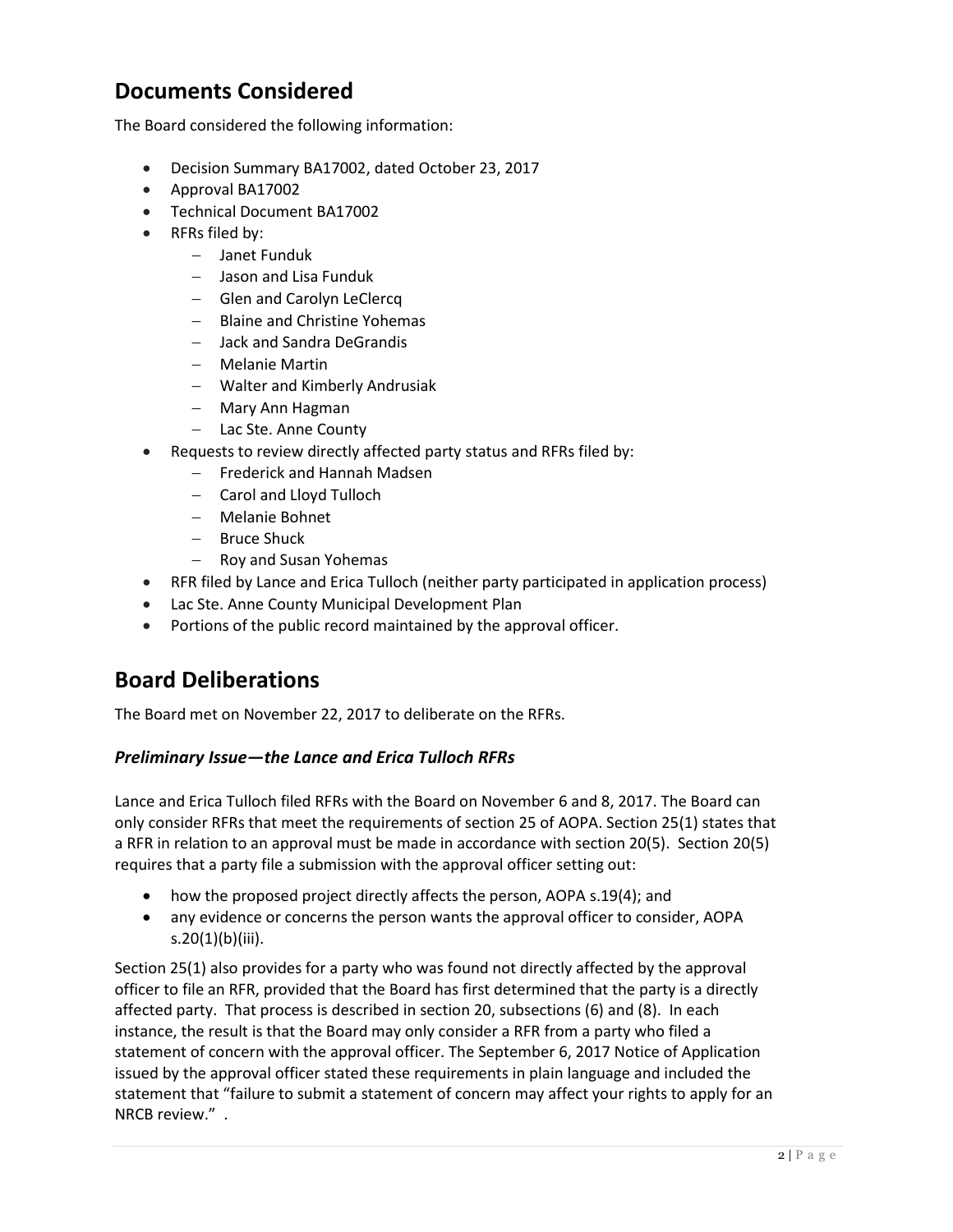## Documents Considered

The Board considered the following information:

- Decision Summary BA17002, dated October 23, 2017
- Approval BA17002
- Technical Document BA17002
- RFRs filed by:
  - Janet Funduk
  - Jason and Lisa Funduk
  - Glen and Carolyn LeClercq
  - Blaine and Christine Yohemas
  - Jack and Sandra DeGrandis
  - Melanie Martin
  - Walter and Kimberly Andrusiak
  - Mary Ann Hagman
  - Lac Ste. Anne County
- Requests to review directly affected party status and RFRs filed by:
  - Frederick and Hannah Madsen
  - Carol and Lloyd Tulloch
  - Melanie Bohnet
  - Bruce Shuck
  - Roy and Susan Yohemas
- RFR filed by Lance and Erica Tulloch (neither party participated in application process)
- Lac Ste. Anne County Municipal Development Plan
- Portions of the public record maintained by the approval officer.

## Board Deliberations

The Board met on November 22, 2017 to deliberate on the RFRs.

### *Preliminary Issue—the Lance and Erica Tulloch RFRs*

Lance and Erica Tulloch filed RFRs with the Board on November 6 and 8, 2017. The Board can only consider RFRs that meet the requirements of section 25 of AOPA. Section 25(1) states that a RFR in relation to an approval must be made in accordance with section 20(5). Section 20(5) requires that a party file a submission with the approval officer setting out:

- how the proposed project directly affects the person, AOPA s.19(4); and
- any evidence or concerns the person wants the approval officer to consider, AOPA s.20(1)(b)(iii).

Section 25(1) also provides for a party who was found not directly affected by the approval officer to file an RFR, provided that the Board has first determined that the party is a directly affected party. That process is described in section 20, subsections (6) and (8). In each instance, the result is that the Board may only consider a RFR from a party who filed a statement of concern with the approval officer. The September 6, 2017 Notice of Application issued by the approval officer stated these requirements in plain language and included the statement that "failure to submit a statement of concern may affect your rights to apply for an NRCB review." .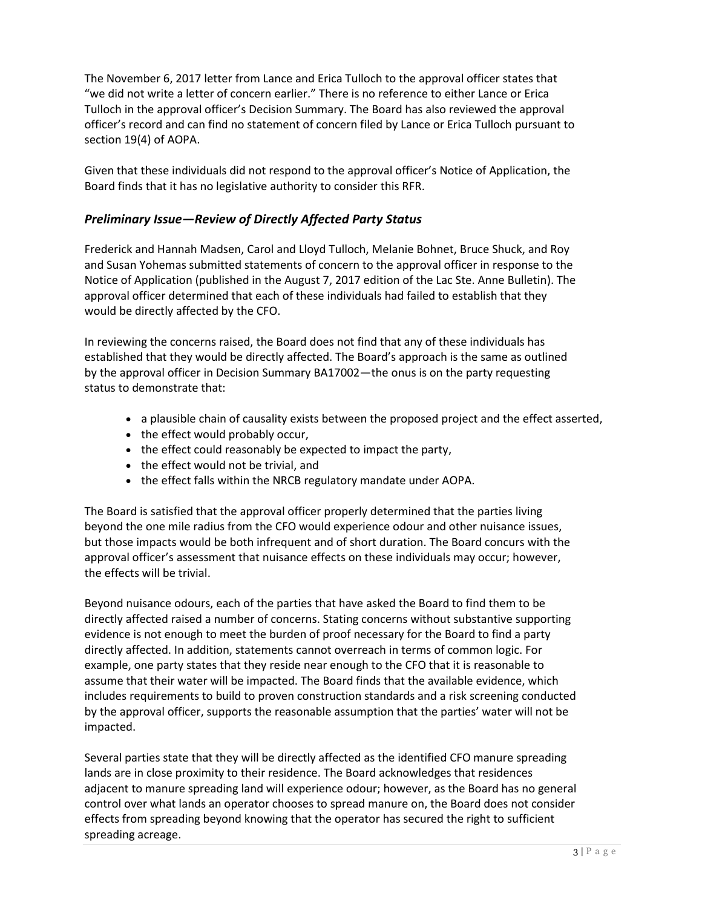The November 6, 2017 letter from Lance and Erica Tulloch to the approval officer states that "we did not write a letter of concern earlier." There is no reference to either Lance or Erica Tulloch in the approval officer's Decision Summary. The Board has also reviewed the approval officer's record and can find no statement of concern filed by Lance or Erica Tulloch pursuant to section 19(4) of AOPA.

Given that these individuals did not respond to the approval officer's Notice of Application, the Board finds that it has no legislative authority to consider this RFR.

### *Preliminary Issue—Review of Directly Affected Party Status*

Frederick and Hannah Madsen, Carol and Lloyd Tulloch, Melanie Bohnet, Bruce Shuck, and Roy and Susan Yohemas submitted statements of concern to the approval officer in response to the Notice of Application (published in the August 7, 2017 edition of the Lac Ste. Anne Bulletin). The approval officer determined that each of these individuals had failed to establish that they would be directly affected by the CFO.

In reviewing the concerns raised, the Board does not find that any of these individuals has established that they would be directly affected. The Board's approach is the same as outlined by the approval officer in Decision Summary BA17002—the onus is on the party requesting status to demonstrate that:

- a plausible chain of causality exists between the proposed project and the effect asserted,
- the effect would probably occur,
- the effect could reasonably be expected to impact the party,
- the effect would not be trivial, and
- the effect falls within the NRCB regulatory mandate under AOPA.

The Board is satisfied that the approval officer properly determined that the parties living beyond the one mile radius from the CFO would experience odour and other nuisance issues, but those impacts would be both infrequent and of short duration. The Board concurs with the approval officer's assessment that nuisance effects on these individuals may occur; however, the effects will be trivial.

Beyond nuisance odours, each of the parties that have asked the Board to find them to be directly affected raised a number of concerns. Stating concerns without substantive supporting evidence is not enough to meet the burden of proof necessary for the Board to find a party directly affected. In addition, statements cannot overreach in terms of common logic. For example, one party states that they reside near enough to the CFO that it is reasonable to assume that their water will be impacted. The Board finds that the available evidence, which includes requirements to build to proven construction standards and a risk screening conducted by the approval officer, supports the reasonable assumption that the parties' water will not be impacted.

Several parties state that they will be directly affected as the identified CFO manure spreading lands are in close proximity to their residence. The Board acknowledges that residences adjacent to manure spreading land will experience odour; however, as the Board has no general control over what lands an operator chooses to spread manure on, the Board does not consider effects from spreading beyond knowing that the operator has secured the right to sufficient spreading acreage.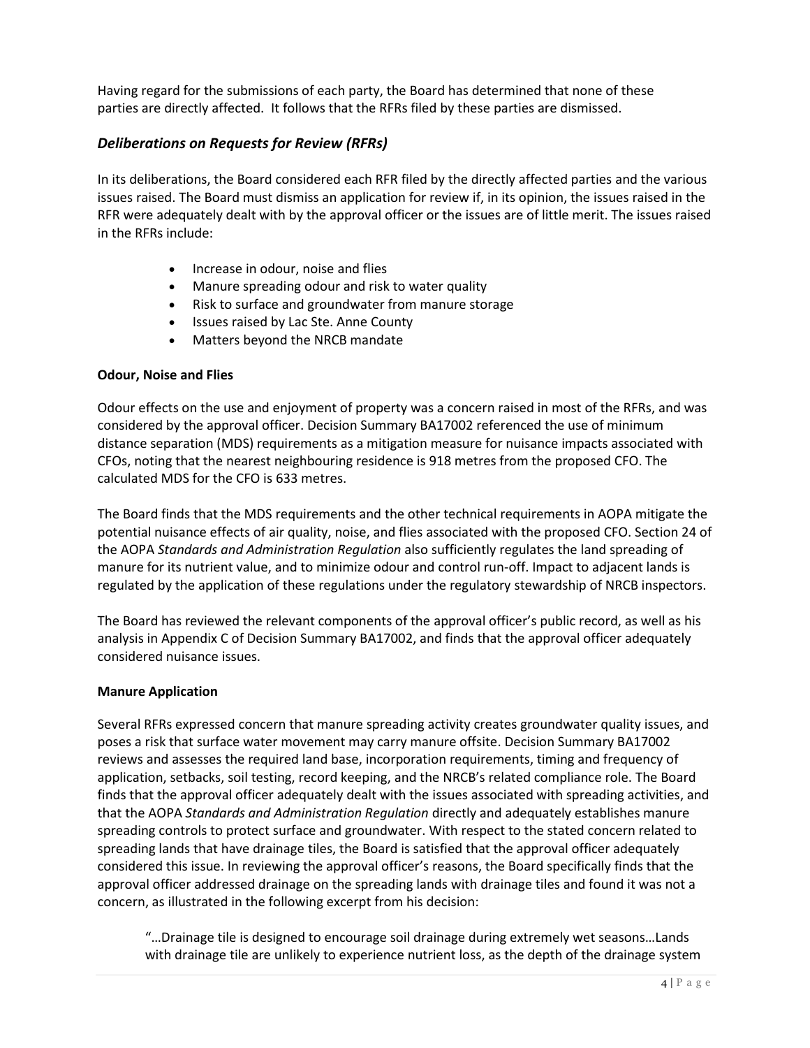Having regard for the submissions of each party, the Board has determined that none of these parties are directly affected. It follows that the RFRs filed by these parties are dismissed.

## *Deliberations on Requests for Review (RFRs)*

In its deliberations, the Board considered each RFR filed by the directly affected parties and the various issues raised. The Board must dismiss an application for review if, in its opinion, the issues raised in the RFR were adequately dealt with by the approval officer or the issues are of little merit. The issues raised in the RFRs include:

- Increase in odour, noise and flies
- Manure spreading odour and risk to water quality
- Risk to surface and groundwater from manure storage
- Issues raised by Lac Ste. Anne County
- Matters beyond the NRCB mandate

### Odour, Noise and Flies

Odour effects on the use and enjoyment of property was a concern raised in most of the RFRs, and was considered by the approval officer. Decision Summary BA17002 referenced the use of minimum distance separation (MDS) requirements as a mitigation measure for nuisance impacts associated with CFOs, noting that the nearest neighbouring residence is 918 metres from the proposed CFO. The calculated MDS for the CFO is 633 metres.

The Board finds that the MDS requirements and the other technical requirements in AOPA mitigate the potential nuisance effects of air quality, noise, and flies associated with the proposed CFO. Section 24 of the AOPA *Standards and Administration Regulation* also sufficiently regulates the land spreading of manure for its nutrient value, and to minimize odour and control run-off. Impact to adjacent lands is regulated by the application of these regulations under the regulatory stewardship of NRCB inspectors.

The Board has reviewed the relevant components of the approval officer's public record, as well as his analysis in Appendix C of Decision Summary BA17002, and finds that the approval officer adequately considered nuisance issues.

### Manure Application

Several RFRs expressed concern that manure spreading activity creates groundwater quality issues, and poses a risk that surface water movement may carry manure offsite. Decision Summary BA17002 reviews and assesses the required land base, incorporation requirements, timing and frequency of application, setbacks, soil testing, record keeping, and the NRCB's related compliance role. The Board finds that the approval officer adequately dealt with the issues associated with spreading activities, and that the AOPA *Standards and Administration Regulation* directly and adequately establishes manure spreading controls to protect surface and groundwater. With respect to the stated concern related to spreading lands that have drainage tiles, the Board is satisfied that the approval officer adequately considered this issue. In reviewing the approval officer's reasons, the Board specifically finds that the approval officer addressed drainage on the spreading lands with drainage tiles and found it was not a concern, as illustrated in the following excerpt from his decision:

> "…Drainage tile is designed to encourage soil drainage during extremely wet seasons…Lands with drainage tile are unlikely to experience nutrient loss, as the depth of the drainage system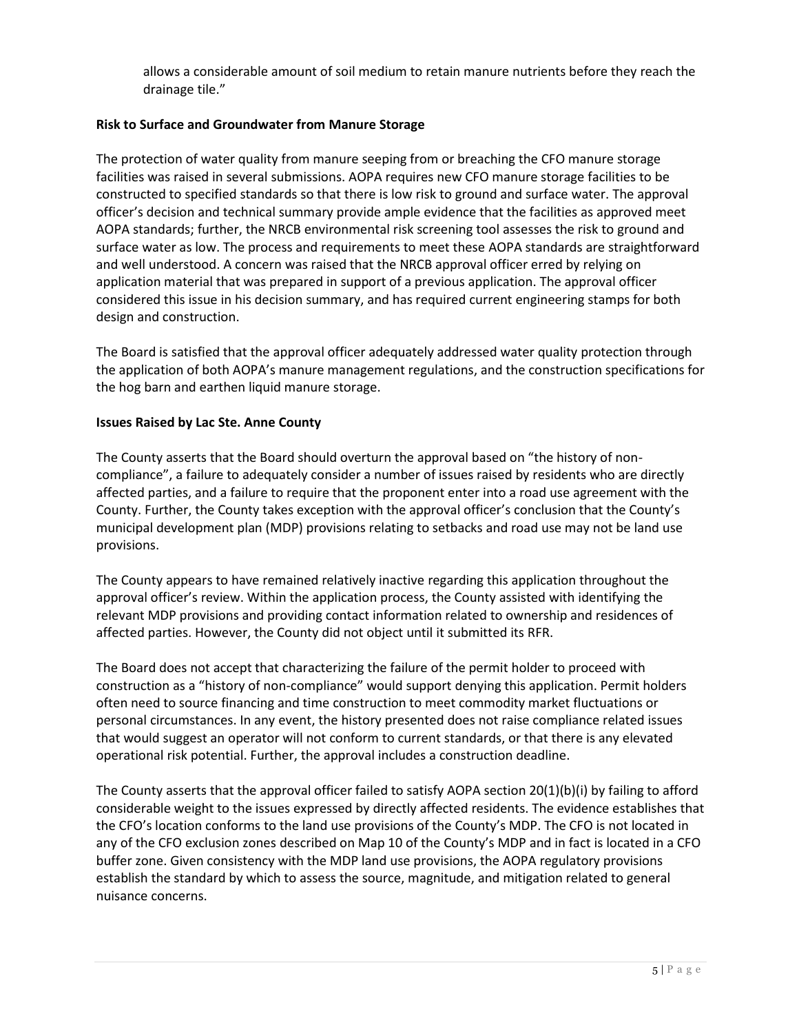allows a considerable amount of soil medium to retain manure nutrients before they reach the drainage tile."

**Risk to Surface and Groundwater from Manure Storage**

The protection of water quality from manure seeping from or breaching the CFO manure storage facilities was raised in several submissions. AOPA requires new CFO manure storage facilities to be constructed to specified standards so that there is low risk to ground and surface water. The approval officer's decision and technical summary provide ample evidence that the facilities as approved meet AOPA standards; further, the NRCB environmental risk screening tool assesses the risk to ground and surface water as low. The process and requirements to meet these AOPA standards are straightforward and well understood. A concern was raised that the NRCB approval officer erred by relying on application material that was prepared in support of a previous application. The approval officer considered this issue in his decision summary, and has required current engineering stamps for both design and construction.

The Board is satisfied that the approval officer adequately addressed water quality protection through the application of both AOPA's manure management regulations, and the construction specifications for the hog barn and earthen liquid manure storage.

**Issues Raised by Lac Ste. Anne County**

The County asserts that the Board should overturn the approval based on "the history of non-compliance", a failure to adequately consider a number of issues raised by residents who are directly affected parties, and a failure to require that the proponent enter into a road use agreement with the County. Further, the County takes exception with the approval officer's conclusion that the County's municipal development plan (MDP) provisions relating to setbacks and road use may not be land use provisions.

The County appears to have remained relatively inactive regarding this application throughout the approval officer's review. Within the application process, the County assisted with identifying the relevant MDP provisions and providing contact information related to ownership and residences of affected parties. However, the County did not object until it submitted its RFR.

The Board does not accept that characterizing the failure of the permit holder to proceed with construction as a "history of non-compliance" would support denying this application. Permit holders often need to source financing and time construction to meet commodity market fluctuations or personal circumstances. In any event, the history presented does not raise compliance related issues that would suggest an operator will not conform to current standards, or that there is any elevated operational risk potential. Further, the approval includes a construction deadline.

The County asserts that the approval officer failed to satisfy AOPA section 20(1)(b)(i) by failing to afford considerable weight to the issues expressed by directly affected residents. The evidence establishes that the CFO's location conforms to the land use provisions of the County's MDP. The CFO is not located in any of the CFO exclusion zones described on Map 10 of the County's MDP and in fact is located in a CFO buffer zone. Given consistency with the MDP land use provisions, the AOPA regulatory provisions establish the standard by which to assess the source, magnitude, and mitigation related to general nuisance concerns.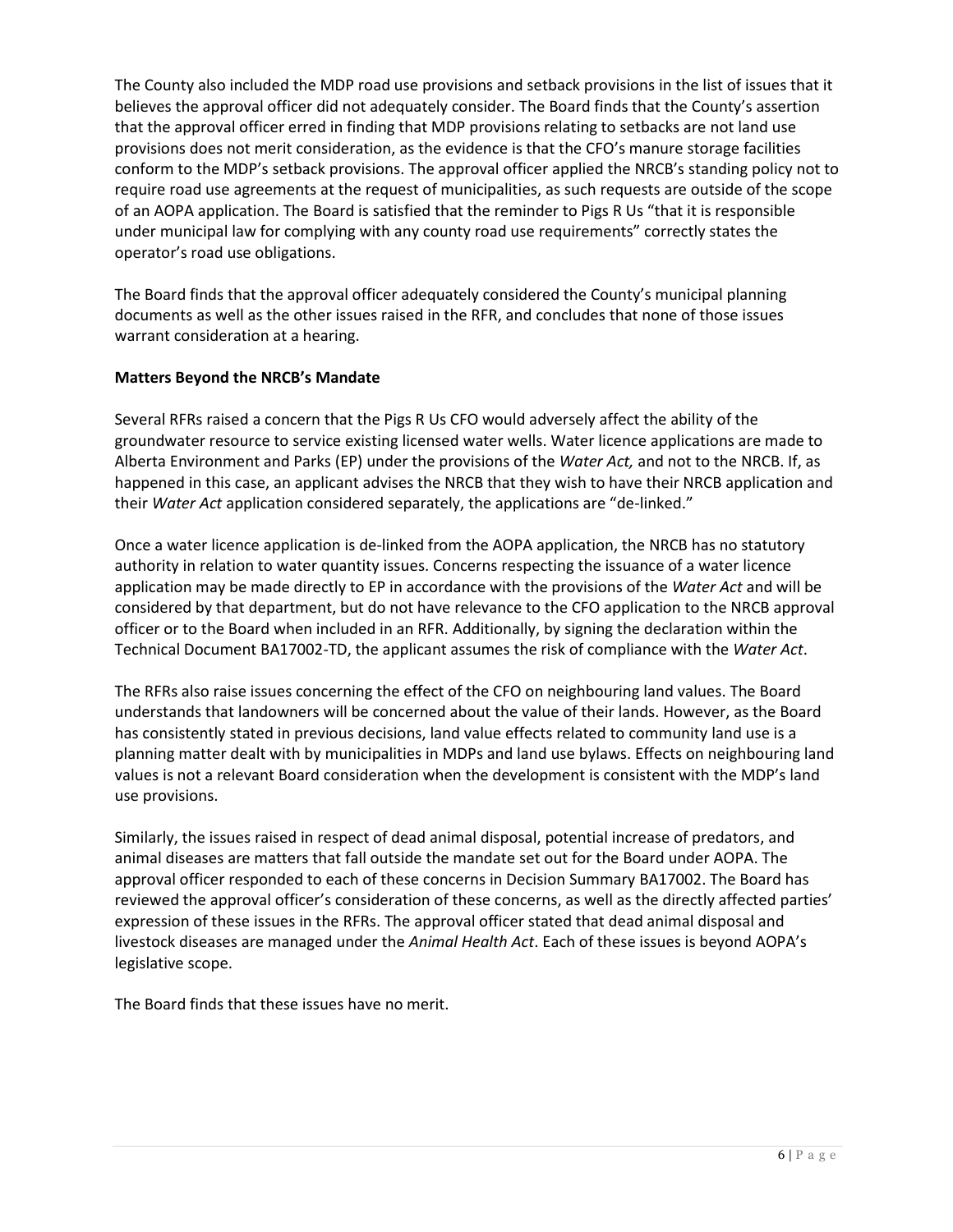The County also included the MDP road use provisions and setback provisions in the list of issues that it believes the approval officer did not adequately consider. The Board finds that the County's assertion that the approval officer erred in finding that MDP provisions relating to setbacks are not land use provisions does not merit consideration, as the evidence is that the CFO's manure storage facilities conform to the MDP's setback provisions. The approval officer applied the NRCB's standing policy not to require road use agreements at the request of municipalities, as such requests are outside of the scope of an AOPA application. The Board is satisfied that the reminder to Pigs R Us "that it is responsible under municipal law for complying with any county road use requirements" correctly states the operator's road use obligations.

The Board finds that the approval officer adequately considered the County's municipal planning documents as well as the other issues raised in the RFR, and concludes that none of those issues warrant consideration at a hearing.

**Matters Beyond the NRCB's Mandate**

Several RFRs raised a concern that the Pigs R Us CFO would adversely affect the ability of the groundwater resource to service existing licensed water wells. Water licence applications are made to Alberta Environment and Parks (EP) under the provisions of the *Water Act,* and not to the NRCB. If, as happened in this case, an applicant advises the NRCB that they wish to have their NRCB application and their *Water Act* application considered separately, the applications are "de-linked."

Once a water licence application is de-linked from the AOPA application, the NRCB has no statutory authority in relation to water quantity issues. Concerns respecting the issuance of a water licence application may be made directly to EP in accordance with the provisions of the *Water Act* and will be considered by that department, but do not have relevance to the CFO application to the NRCB approval officer or to the Board when included in an RFR. Additionally, by signing the declaration within the Technical Document BA17002-TD, the applicant assumes the risk of compliance with the *Water Act*.

The RFRs also raise issues concerning the effect of the CFO on neighbouring land values. The Board understands that landowners will be concerned about the value of their lands. However, as the Board has consistently stated in previous decisions, land value effects related to community land use is a planning matter dealt with by municipalities in MDPs and land use bylaws. Effects on neighbouring land values is not a relevant Board consideration when the development is consistent with the MDP's land use provisions.

Similarly, the issues raised in respect of dead animal disposal, potential increase of predators, and animal diseases are matters that fall outside the mandate set out for the Board under AOPA. The approval officer responded to each of these concerns in Decision Summary BA17002. The Board has reviewed the approval officer's consideration of these concerns, as well as the directly affected parties' expression of these issues in the RFRs. The approval officer stated that dead animal disposal and livestock diseases are managed under the *Animal Health Act*. Each of these issues is beyond AOPA's legislative scope.

The Board finds that these issues have no merit.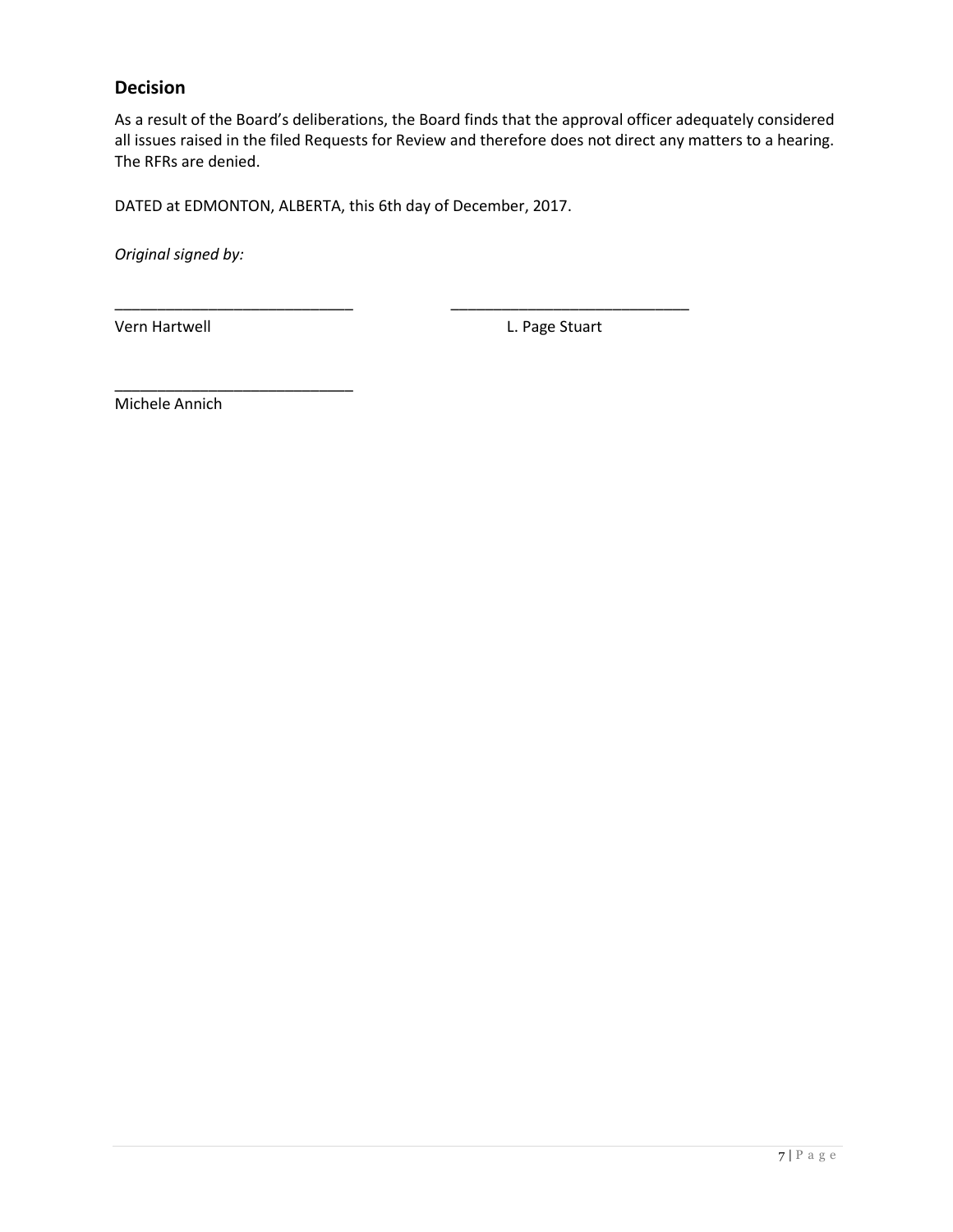## Decision

As a result of the Board's deliberations, the Board finds that the approval officer adequately considered all issues raised in the filed Requests for Review and therefore does not direct any matters to a hearing. The RFRs are denied.

DATED at EDMONTON, ALBERTA, this 6th day of December, 2017.

*Original signed by:*

_____________________________ _____________________________
Vern Hartwell L. Page Stuart

_____________________________
Michele Annich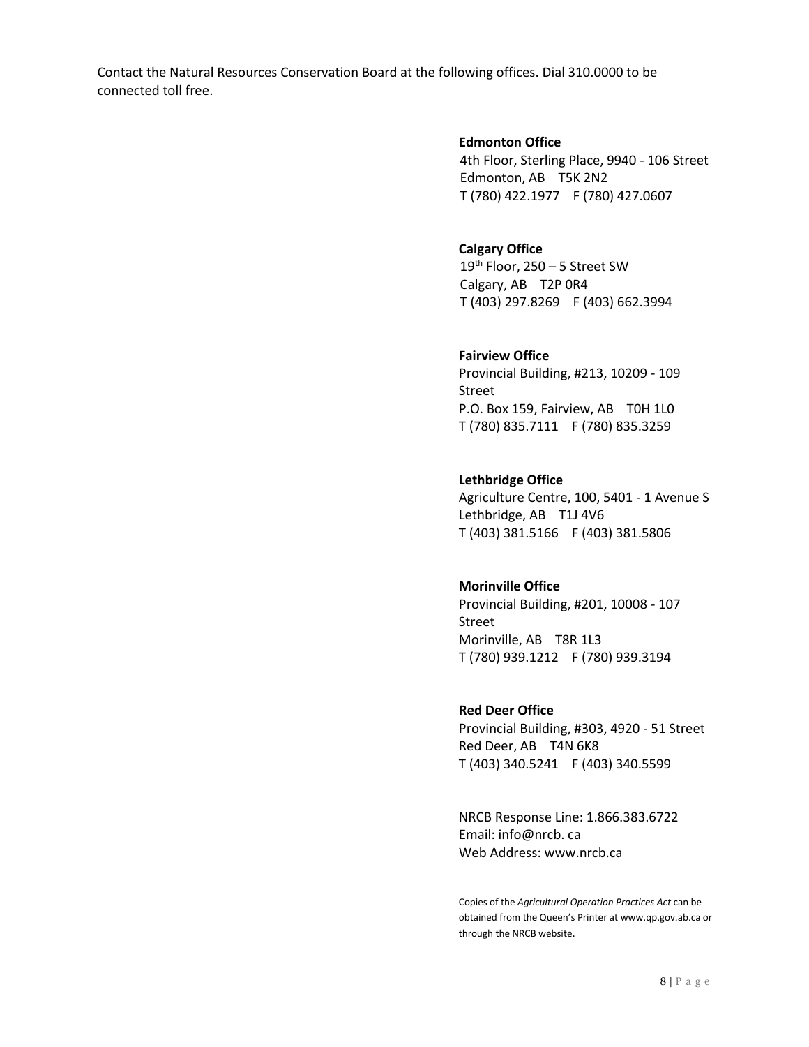Contact the Natural Resources Conservation Board at the following offices. Dial 310.0000 to be connected toll free.

**Edmonton Office**
4th Floor, Sterling Place, 9940 - 106 Street
Edmonton, AB T5K 2N2
T (780) 422.1977 F (780) 427.0607

**Calgary Office**
19th Floor, 250 – 5 Street SW
Calgary, AB T2P 0R4
T (403) 297.8269 F (403) 662.3994

**Fairview Office**
Provincial Building, #213, 10209 - 109 Street
P.O. Box 159, Fairview, AB T0H 1L0
T (780) 835.7111 F (780) 835.3259

**Lethbridge Office**
Agriculture Centre, 100, 5401 - 1 Avenue S
Lethbridge, AB T1J 4V6
T (403) 381.5166 F (403) 381.5806

**Morinville Office**
Provincial Building, #201, 10008 - 107 Street
Morinville, AB T8R 1L3
T (780) 939.1212 F (780) 939.3194

**Red Deer Office**
Provincial Building, #303, 4920 - 51 Street
Red Deer, AB T4N 6K8
T (403) 340.5241 F (403) 340.5599

NRCB Response Line: 1.866.383.6722
Email: info@nrcb. ca
Web Address: www.nrcb.ca

Copies of the *Agricultural Operation Practices Act* can be obtained from the Queen's Printer at www.qp.gov.ab.ca or through the NRCB website.